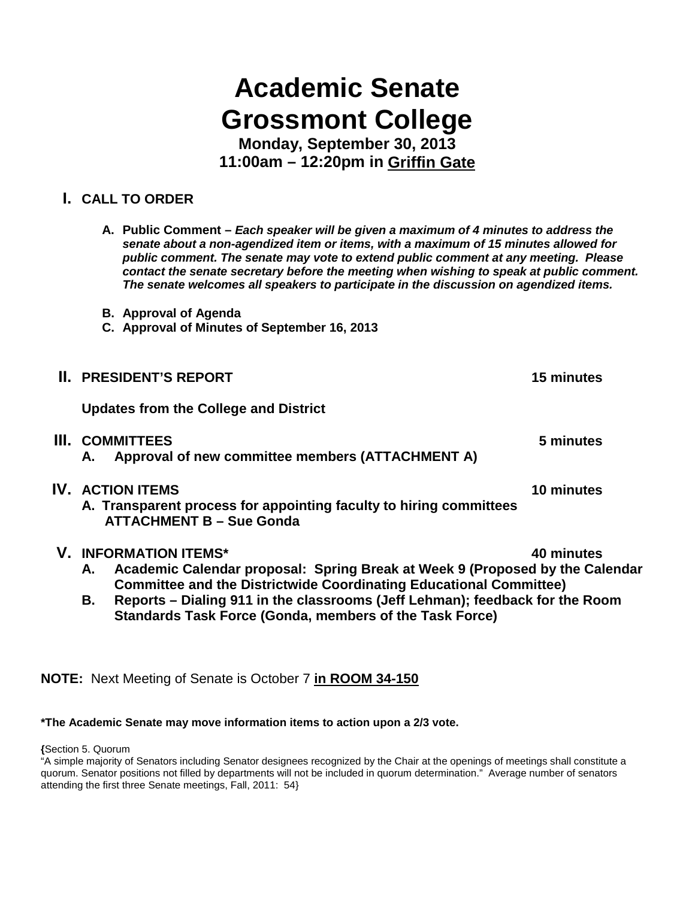# Academic Senate
# Grossmont College

**Monday, September 30, 2013**
**11:00am – 12:20pm in Griffin Gate**

## I. CALL TO ORDER

**A. Public Comment –** ***Each speaker will be given a maximum of 4 minutes to address the senate about a non-agendized item or items, with a maximum of 15 minutes allowed for public comment. The senate may vote to extend public comment at any meeting. Please contact the senate secretary before the meeting when wishing to speak at public comment. The senate welcomes all speakers to participate in the discussion on agendized items.***

**B. Approval of Agenda**

**C. Approval of Minutes of September 16, 2013**

## II. PRESIDENT'S REPORT — 15 minutes

**Updates from the College and District**

## III. COMMITTEES — 5 minutes

**A. Approval of new committee members (ATTACHMENT A)**

## IV. ACTION ITEMS — 10 minutes

**A. Transparent process for appointing faculty to hiring committees ATTACHMENT B – Sue Gonda**

## V. INFORMATION ITEMS* — 40 minutes

**A. Academic Calendar proposal: Spring Break at Week 9 (Proposed by the Calendar Committee and the Districtwide Coordinating Educational Committee)**

**B. Reports – Dialing 911 in the classrooms (Jeff Lehman); feedback for the Room Standards Task Force (Gonda, members of the Task Force)**

**NOTE:** Next Meeting of Senate is October 7 **in ROOM 34-150**

**\*The Academic Senate may move information items to action upon a 2/3 vote.**

**{**Section 5. Quorum
"A simple majority of Senators including Senator designees recognized by the Chair at the openings of meetings shall constitute a quorum. Senator positions not filled by departments will not be included in quorum determination." Average number of senators attending the first three Senate meetings, Fall, 2011: 54}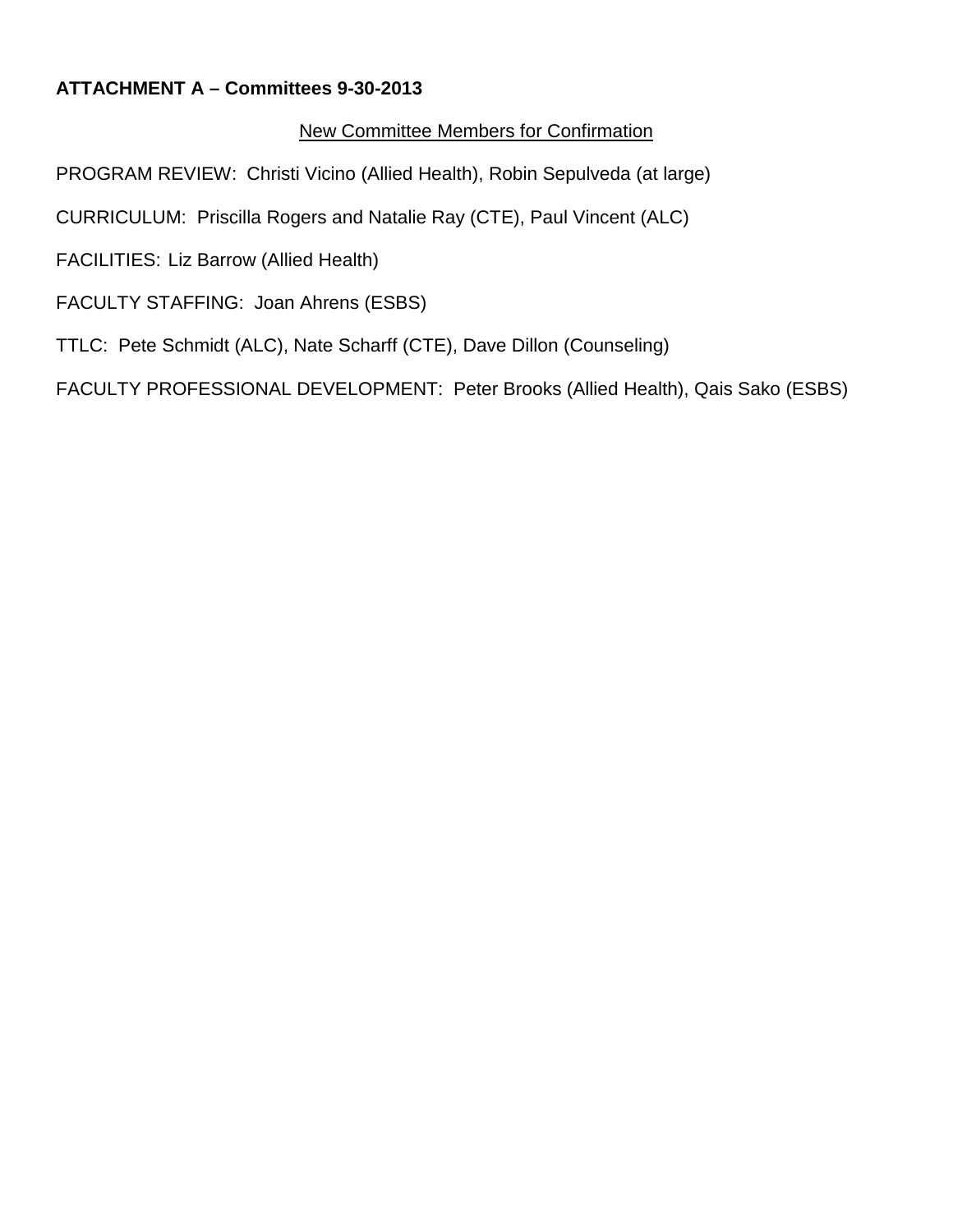**ATTACHMENT A – Committees 9-30-2013**

New Committee Members for Confirmation

PROGRAM REVIEW: Christi Vicino (Allied Health), Robin Sepulveda (at large)

CURRICULUM: Priscilla Rogers and Natalie Ray (CTE), Paul Vincent (ALC)

FACILITIES: Liz Barrow (Allied Health)

FACULTY STAFFING: Joan Ahrens (ESBS)

TTLC: Pete Schmidt (ALC), Nate Scharff (CTE), Dave Dillon (Counseling)

FACULTY PROFESSIONAL DEVELOPMENT: Peter Brooks (Allied Health), Qais Sako (ESBS)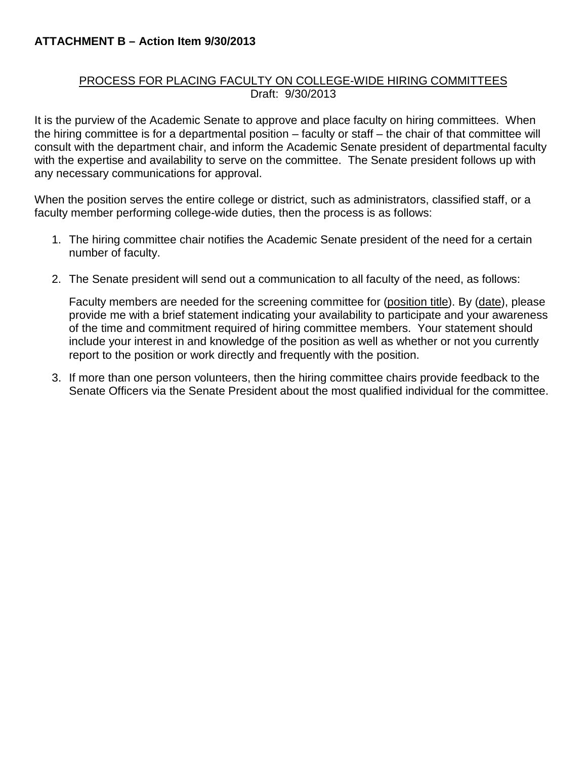**ATTACHMENT B – Action Item 9/30/2013**

<u>PROCESS FOR PLACING FACULTY ON COLLEGE-WIDE HIRING COMMITTEES</u>

Draft: 9/30/2013

It is the purview of the Academic Senate to approve and place faculty on hiring committees. When the hiring committee is for a departmental position – faculty or staff – the chair of that committee will consult with the department chair, and inform the Academic Senate president of departmental faculty with the expertise and availability to serve on the committee. The Senate president follows up with any necessary communications for approval.

When the position serves the entire college or district, such as administrators, classified staff, or a faculty member performing college-wide duties, then the process is as follows:

1. The hiring committee chair notifies the Academic Senate president of the need for a certain number of faculty.

2. The Senate president will send out a communication to all faculty of the need, as follows:

   Faculty members are needed for the screening committee for (<u>position title</u>). By (<u>date</u>), please provide me with a brief statement indicating your availability to participate and your awareness of the time and commitment required of hiring committee members. Your statement should include your interest in and knowledge of the position as well as whether or not you currently report to the position or work directly and frequently with the position.

3. If more than one person volunteers, then the hiring committee chairs provide feedback to the Senate Officers via the Senate President about the most qualified individual for the committee.